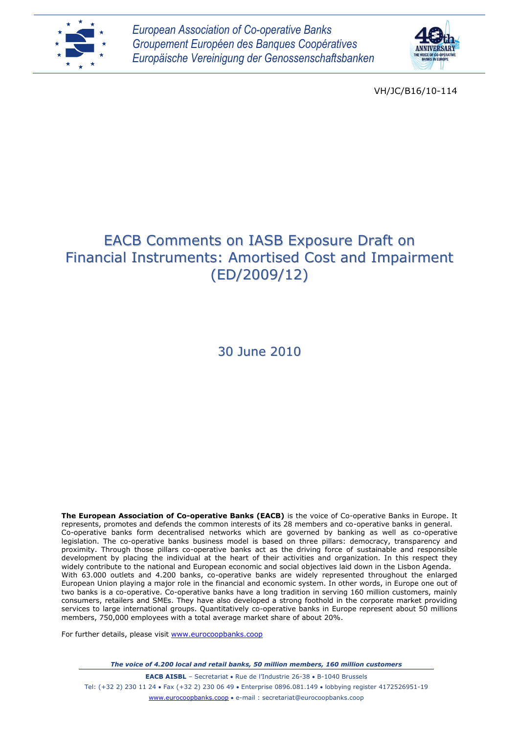European Association of Co-operative Banks
Groupement Européen des Banques Coopératives
Europäische Vereinigung der Genossenschaftsbanken

VH/JC/B16/10-114

# EACB Comments on IASB Exposure Draft on Financial Instruments: Amortised Cost and Impairment (ED/2009/12)

30 June 2010

**The European Association of Co-operative Banks (EACB)** is the voice of Co-operative Banks in Europe. It represents, promotes and defends the common interests of its 28 members and co-operative banks in general. Co-operative banks form decentralised networks which are governed by banking as well as co-operative legislation. The co-operative banks business model is based on three pillars: democracy, transparency and proximity. Through those pillars co-operative banks act as the driving force of sustainable and responsible development by placing the individual at the heart of their activities and organization. In this respect they widely contribute to the national and European economic and social objectives laid down in the Lisbon Agenda. With 63.000 outlets and 4.200 banks, co-operative banks are widely represented throughout the enlarged European Union playing a major role in the financial and economic system. In other words, in Europe one out of two banks is a co-operative. Co-operative banks have a long tradition in serving 160 million customers, mainly consumers, retailers and SMEs. They have also developed a strong foothold in the corporate market providing services to large international groups. Quantitatively co-operative banks in Europe represent about 50 millions members, 750,000 employees with a total average market share of about 20%.

For further details, please visit www.eurocoopbanks.coop

*The voice of 4.200 local and retail banks, 50 million members, 160 million customers*

**EACB AISBL** – Secretariat • Rue de l'Industrie 26-38 • B-1040 Brussels
Tel: (+32 2) 230 11 24 • Fax (+32 2) 230 06 49 • Enterprise 0896.081.149 • lobbying register 4172526951-19
www.eurocoopbanks.coop • e-mail : secretariat@eurocoopbanks.coop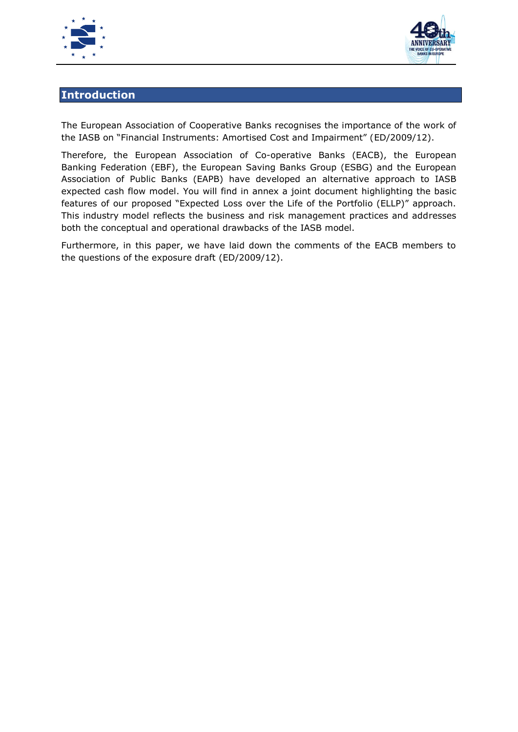## Introduction

The European Association of Cooperative Banks recognises the importance of the work of the IASB on "Financial Instruments: Amortised Cost and Impairment" (ED/2009/12).

Therefore, the European Association of Co-operative Banks (EACB), the European Banking Federation (EBF), the European Saving Banks Group (ESBG) and the European Association of Public Banks (EAPB) have developed an alternative approach to IASB expected cash flow model. You will find in annex a joint document highlighting the basic features of our proposed "Expected Loss over the Life of the Portfolio (ELLP)" approach. This industry model reflects the business and risk management practices and addresses both the conceptual and operational drawbacks of the IASB model.

Furthermore, in this paper, we have laid down the comments of the EACB members to the questions of the exposure draft (ED/2009/12).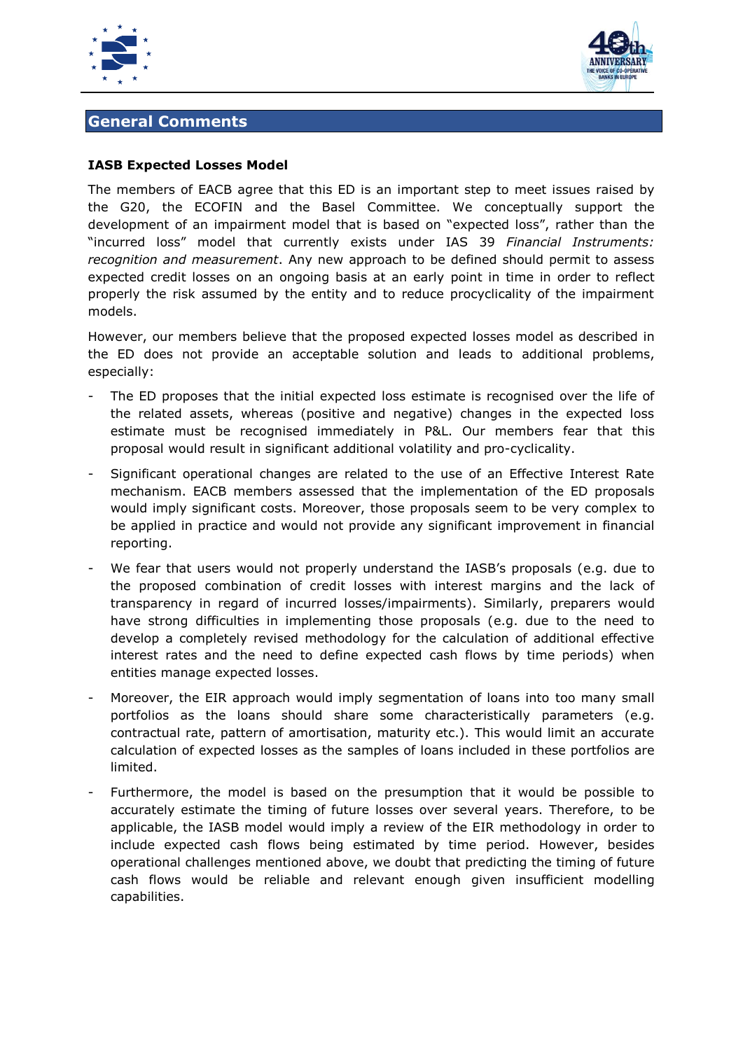## General Comments

**IASB Expected Losses Model**

The members of EACB agree that this ED is an important step to meet issues raised by the G20, the ECOFIN and the Basel Committee. We conceptually support the development of an impairment model that is based on "expected loss", rather than the "incurred loss" model that currently exists under IAS 39 *Financial Instruments: recognition and measurement*. Any new approach to be defined should permit to assess expected credit losses on an ongoing basis at an early point in time in order to reflect properly the risk assumed by the entity and to reduce procyclicality of the impairment models.

However, our members believe that the proposed expected losses model as described in the ED does not provide an acceptable solution and leads to additional problems, especially:

- The ED proposes that the initial expected loss estimate is recognised over the life of the related assets, whereas (positive and negative) changes in the expected loss estimate must be recognised immediately in P&L. Our members fear that this proposal would result in significant additional volatility and pro-cyclicality.
- Significant operational changes are related to the use of an Effective Interest Rate mechanism. EACB members assessed that the implementation of the ED proposals would imply significant costs. Moreover, those proposals seem to be very complex to be applied in practice and would not provide any significant improvement in financial reporting.
- We fear that users would not properly understand the IASB's proposals (e.g. due to the proposed combination of credit losses with interest margins and the lack of transparency in regard of incurred losses/impairments). Similarly, preparers would have strong difficulties in implementing those proposals (e.g. due to the need to develop a completely revised methodology for the calculation of additional effective interest rates and the need to define expected cash flows by time periods) when entities manage expected losses.
- Moreover, the EIR approach would imply segmentation of loans into too many small portfolios as the loans should share some characteristically parameters (e.g. contractual rate, pattern of amortisation, maturity etc.). This would limit an accurate calculation of expected losses as the samples of loans included in these portfolios are limited.
- Furthermore, the model is based on the presumption that it would be possible to accurately estimate the timing of future losses over several years. Therefore, to be applicable, the IASB model would imply a review of the EIR methodology in order to include expected cash flows being estimated by time period. However, besides operational challenges mentioned above, we doubt that predicting the timing of future cash flows would be reliable and relevant enough given insufficient modelling capabilities.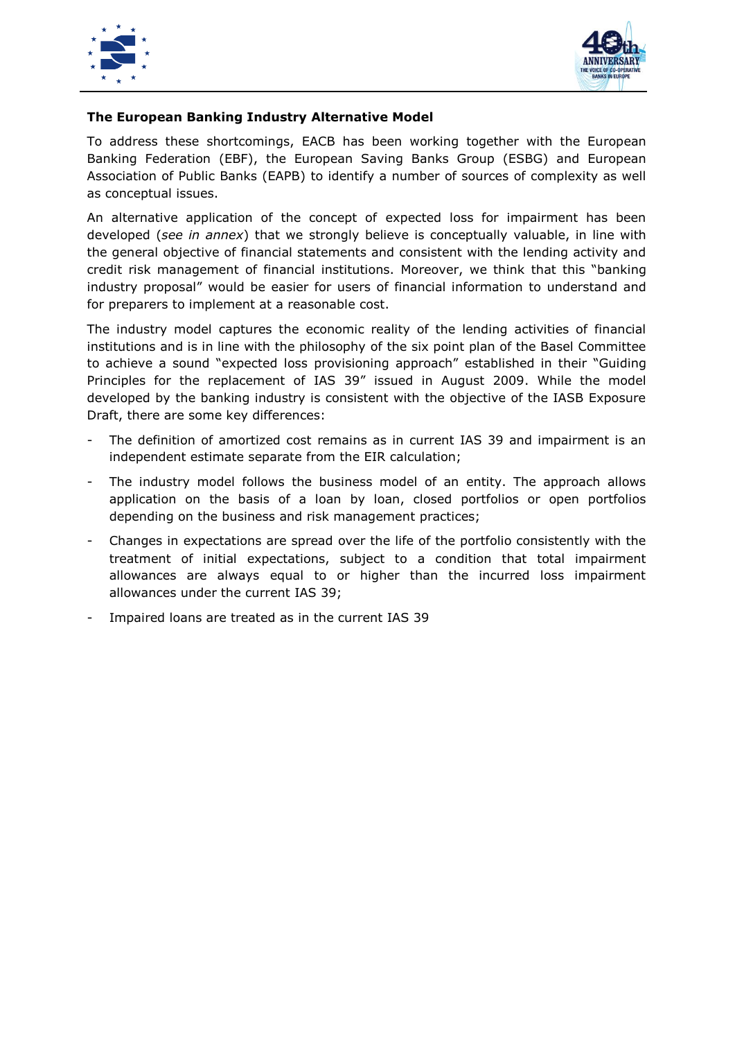**The European Banking Industry Alternative Model**

To address these shortcomings, EACB has been working together with the European Banking Federation (EBF), the European Saving Banks Group (ESBG) and European Association of Public Banks (EAPB) to identify a number of sources of complexity as well as conceptual issues.

An alternative application of the concept of expected loss for impairment has been developed (*see in annex*) that we strongly believe is conceptually valuable, in line with the general objective of financial statements and consistent with the lending activity and credit risk management of financial institutions. Moreover, we think that this "banking industry proposal" would be easier for users of financial information to understand and for preparers to implement at a reasonable cost.

The industry model captures the economic reality of the lending activities of financial institutions and is in line with the philosophy of the six point plan of the Basel Committee to achieve a sound "expected loss provisioning approach" established in their "Guiding Principles for the replacement of IAS 39" issued in August 2009. While the model developed by the banking industry is consistent with the objective of the IASB Exposure Draft, there are some key differences:

- The definition of amortized cost remains as in current IAS 39 and impairment is an independent estimate separate from the EIR calculation;
- The industry model follows the business model of an entity. The approach allows application on the basis of a loan by loan, closed portfolios or open portfolios depending on the business and risk management practices;
- Changes in expectations are spread over the life of the portfolio consistently with the treatment of initial expectations, subject to a condition that total impairment allowances are always equal to or higher than the incurred loss impairment allowances under the current IAS 39;
- Impaired loans are treated as in the current IAS 39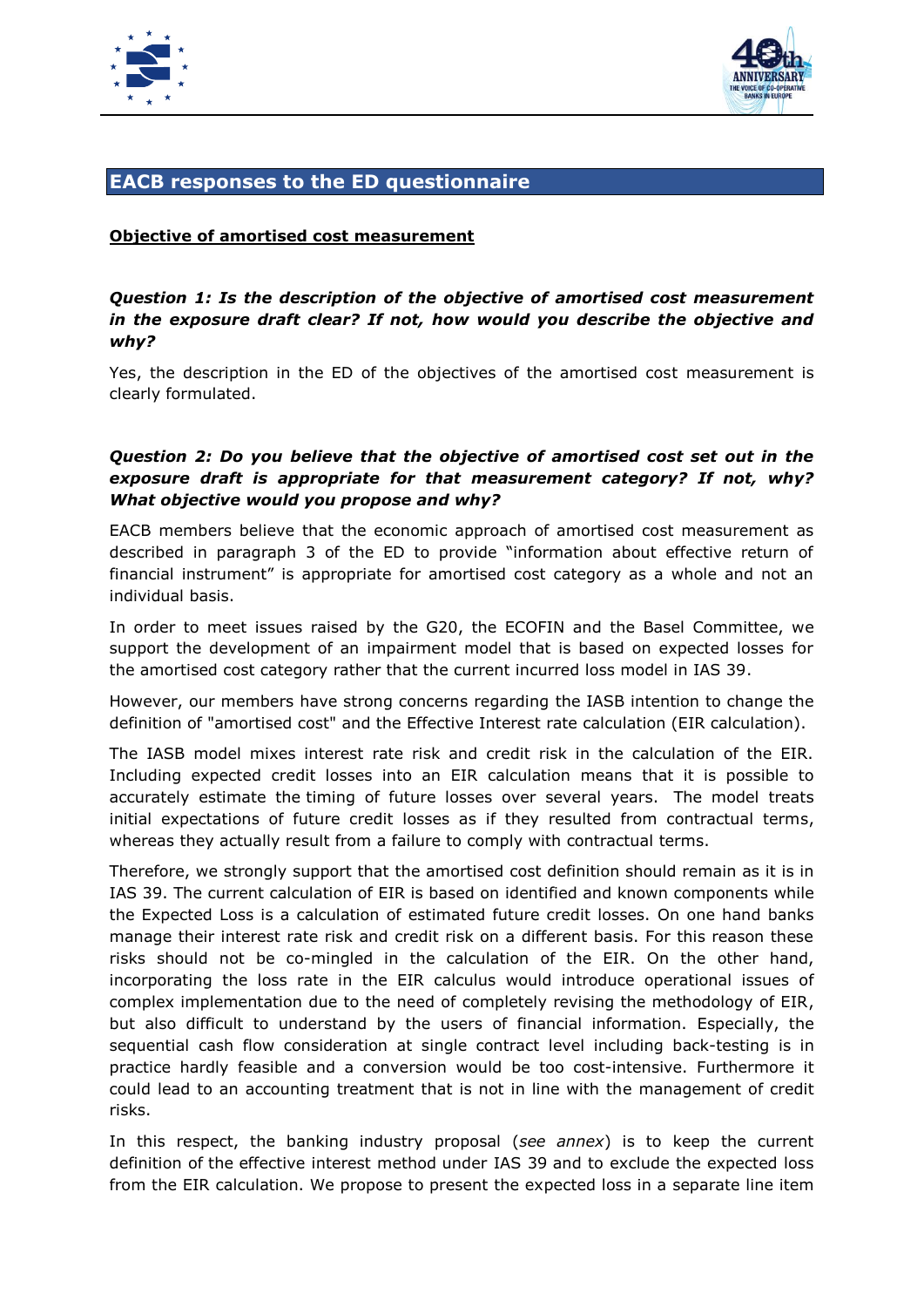## EACB responses to the ED questionnaire

**Objective of amortised cost measurement**

***Question 1: Is the description of the objective of amortised cost measurement in the exposure draft clear? If not, how would you describe the objective and why?***

Yes, the description in the ED of the objectives of the amortised cost measurement is clearly formulated.

***Question 2: Do you believe that the objective of amortised cost set out in the exposure draft is appropriate for that measurement category? If not, why? What objective would you propose and why?***

EACB members believe that the economic approach of amortised cost measurement as described in paragraph 3 of the ED to provide "information about effective return of financial instrument" is appropriate for amortised cost category as a whole and not an individual basis.

In order to meet issues raised by the G20, the ECOFIN and the Basel Committee, we support the development of an impairment model that is based on expected losses for the amortised cost category rather that the current incurred loss model in IAS 39.

However, our members have strong concerns regarding the IASB intention to change the definition of "amortised cost" and the Effective Interest rate calculation (EIR calculation).

The IASB model mixes interest rate risk and credit risk in the calculation of the EIR. Including expected credit losses into an EIR calculation means that it is possible to accurately estimate the timing of future losses over several years. The model treats initial expectations of future credit losses as if they resulted from contractual terms, whereas they actually result from a failure to comply with contractual terms.

Therefore, we strongly support that the amortised cost definition should remain as it is in IAS 39. The current calculation of EIR is based on identified and known components while the Expected Loss is a calculation of estimated future credit losses. On one hand banks manage their interest rate risk and credit risk on a different basis. For this reason these risks should not be co-mingled in the calculation of the EIR. On the other hand, incorporating the loss rate in the EIR calculus would introduce operational issues of complex implementation due to the need of completely revising the methodology of EIR, but also difficult to understand by the users of financial information. Especially, the sequential cash flow consideration at single contract level including back-testing is in practice hardly feasible and a conversion would be too cost-intensive. Furthermore it could lead to an accounting treatment that is not in line with the management of credit risks.

In this respect, the banking industry proposal (*see annex*) is to keep the current definition of the effective interest method under IAS 39 and to exclude the expected loss from the EIR calculation. We propose to present the expected loss in a separate line item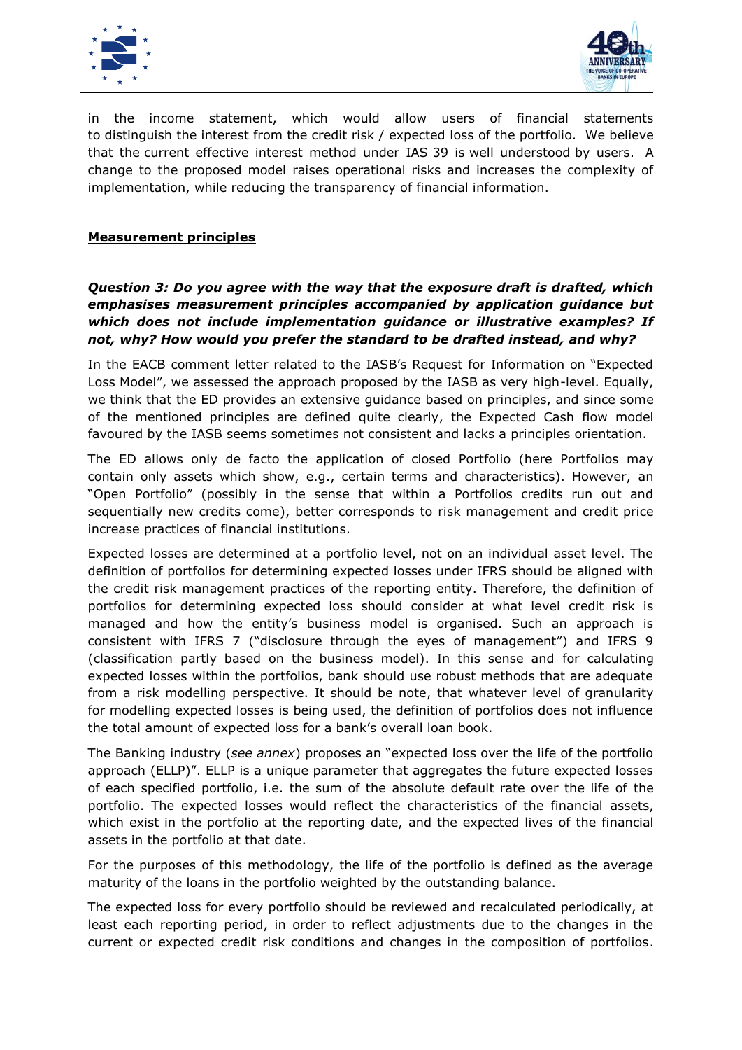in the income statement, which would allow users of financial statements to distinguish the interest from the credit risk / expected loss of the portfolio. We believe that the current effective interest method under IAS 39 is well understood by users. A change to the proposed model raises operational risks and increases the complexity of implementation, while reducing the transparency of financial information.

**Measurement principles**

***Question 3: Do you agree with the way that the exposure draft is drafted, which emphasises measurement principles accompanied by application guidance but which does not include implementation guidance or illustrative examples? If not, why? How would you prefer the standard to be drafted instead, and why?***

In the EACB comment letter related to the IASB's Request for Information on "Expected Loss Model", we assessed the approach proposed by the IASB as very high-level. Equally, we think that the ED provides an extensive guidance based on principles, and since some of the mentioned principles are defined quite clearly, the Expected Cash flow model favoured by the IASB seems sometimes not consistent and lacks a principles orientation.

The ED allows only de facto the application of closed Portfolio (here Portfolios may contain only assets which show, e.g., certain terms and characteristics). However, an "Open Portfolio" (possibly in the sense that within a Portfolios credits run out and sequentially new credits come), better corresponds to risk management and credit price increase practices of financial institutions.

Expected losses are determined at a portfolio level, not on an individual asset level. The definition of portfolios for determining expected losses under IFRS should be aligned with the credit risk management practices of the reporting entity. Therefore, the definition of portfolios for determining expected loss should consider at what level credit risk is managed and how the entity's business model is organised. Such an approach is consistent with IFRS 7 ("disclosure through the eyes of management") and IFRS 9 (classification partly based on the business model). In this sense and for calculating expected losses within the portfolios, bank should use robust methods that are adequate from a risk modelling perspective. It should be note, that whatever level of granularity for modelling expected losses is being used, the definition of portfolios does not influence the total amount of expected loss for a bank's overall loan book.

The Banking industry (*see annex*) proposes an "expected loss over the life of the portfolio approach (ELLP)". ELLP is a unique parameter that aggregates the future expected losses of each specified portfolio, i.e. the sum of the absolute default rate over the life of the portfolio. The expected losses would reflect the characteristics of the financial assets, which exist in the portfolio at the reporting date, and the expected lives of the financial assets in the portfolio at that date.

For the purposes of this methodology, the life of the portfolio is defined as the average maturity of the loans in the portfolio weighted by the outstanding balance.

The expected loss for every portfolio should be reviewed and recalculated periodically, at least each reporting period, in order to reflect adjustments due to the changes in the current or expected credit risk conditions and changes in the composition of portfolios.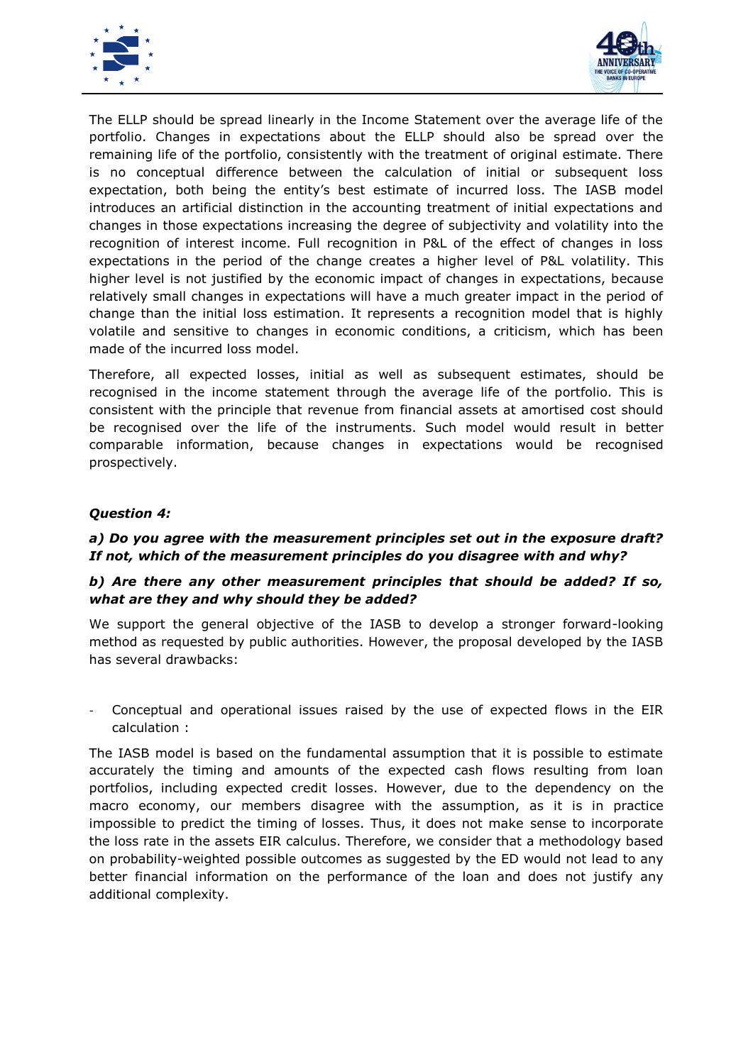The ELLP should be spread linearly in the Income Statement over the average life of the portfolio. Changes in expectations about the ELLP should also be spread over the remaining life of the portfolio, consistently with the treatment of original estimate. There is no conceptual difference between the calculation of initial or subsequent loss expectation, both being the entity's best estimate of incurred loss. The IASB model introduces an artificial distinction in the accounting treatment of initial expectations and changes in those expectations increasing the degree of subjectivity and volatility into the recognition of interest income. Full recognition in P&L of the effect of changes in loss expectations in the period of the change creates a higher level of P&L volatility. This higher level is not justified by the economic impact of changes in expectations, because relatively small changes in expectations will have a much greater impact in the period of change than the initial loss estimation. It represents a recognition model that is highly volatile and sensitive to changes in economic conditions, a criticism, which has been made of the incurred loss model.

Therefore, all expected losses, initial as well as subsequent estimates, should be recognised in the income statement through the average life of the portfolio. This is consistent with the principle that revenue from financial assets at amortised cost should be recognised over the life of the instruments. Such model would result in better comparable information, because changes in expectations would be recognised prospectively.

***Question 4:***

***a) Do you agree with the measurement principles set out in the exposure draft? If not, which of the measurement principles do you disagree with and why?***

***b) Are there any other measurement principles that should be added? If so, what are they and why should they be added?***

We support the general objective of the IASB to develop a stronger forward-looking method as requested by public authorities. However, the proposal developed by the IASB has several drawbacks:

- Conceptual and operational issues raised by the use of expected flows in the EIR calculation :

The IASB model is based on the fundamental assumption that it is possible to estimate accurately the timing and amounts of the expected cash flows resulting from loan portfolios, including expected credit losses. However, due to the dependency on the macro economy, our members disagree with the assumption, as it is in practice impossible to predict the timing of losses. Thus, it does not make sense to incorporate the loss rate in the assets EIR calculus. Therefore, we consider that a methodology based on probability-weighted possible outcomes as suggested by the ED would not lead to any better financial information on the performance of the loan and does not justify any additional complexity.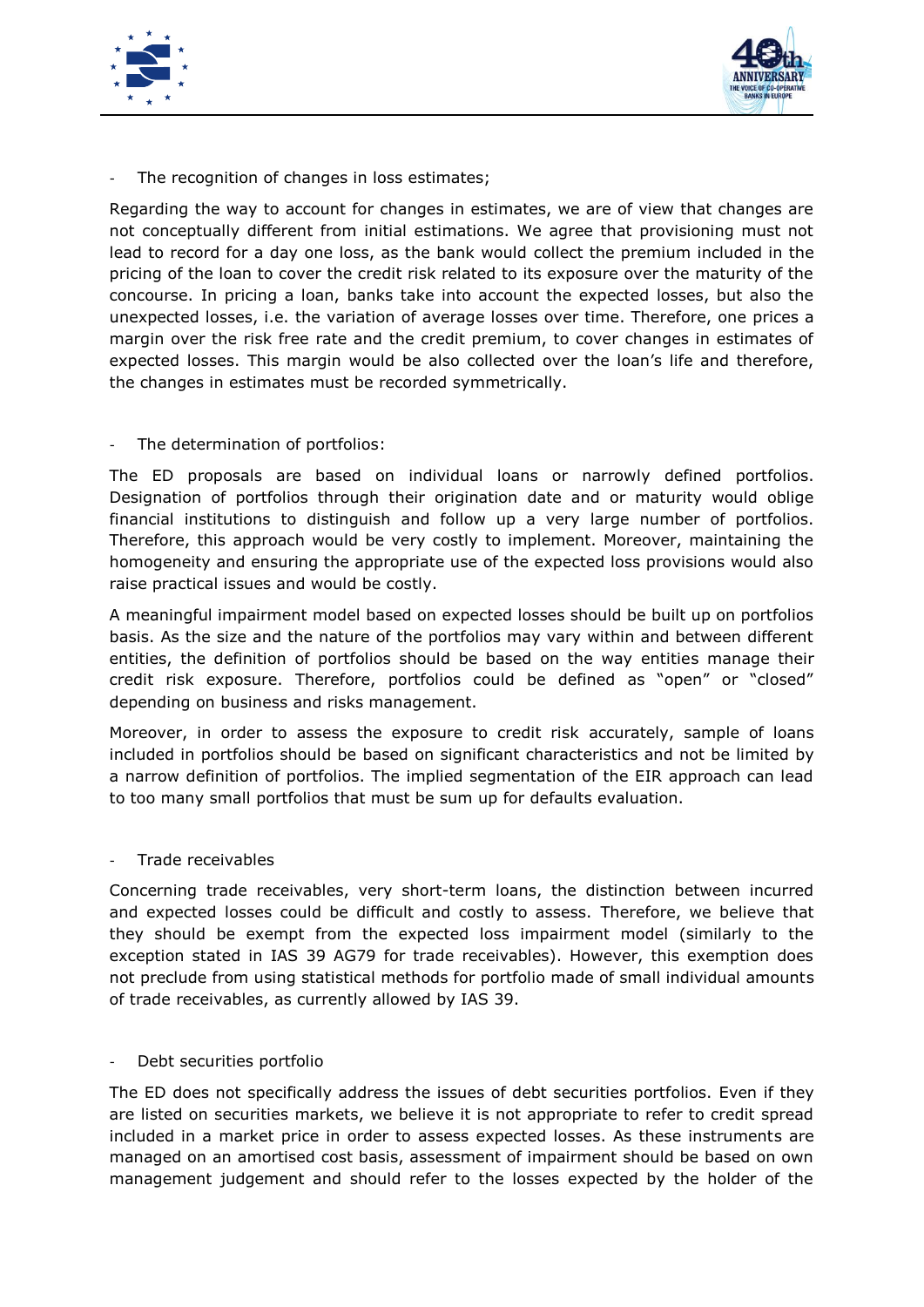- The recognition of changes in loss estimates;

Regarding the way to account for changes in estimates, we are of view that changes are not conceptually different from initial estimations. We agree that provisioning must not lead to record for a day one loss, as the bank would collect the premium included in the pricing of the loan to cover the credit risk related to its exposure over the maturity of the concourse. In pricing a loan, banks take into account the expected losses, but also the unexpected losses, i.e. the variation of average losses over time. Therefore, one prices a margin over the risk free rate and the credit premium, to cover changes in estimates of expected losses. This margin would be also collected over the loan's life and therefore, the changes in estimates must be recorded symmetrically.

- The determination of portfolios:

The ED proposals are based on individual loans or narrowly defined portfolios. Designation of portfolios through their origination date and or maturity would oblige financial institutions to distinguish and follow up a very large number of portfolios. Therefore, this approach would be very costly to implement. Moreover, maintaining the homogeneity and ensuring the appropriate use of the expected loss provisions would also raise practical issues and would be costly.

A meaningful impairment model based on expected losses should be built up on portfolios basis. As the size and the nature of the portfolios may vary within and between different entities, the definition of portfolios should be based on the way entities manage their credit risk exposure. Therefore, portfolios could be defined as "open" or "closed" depending on business and risks management.

Moreover, in order to assess the exposure to credit risk accurately, sample of loans included in portfolios should be based on significant characteristics and not be limited by a narrow definition of portfolios. The implied segmentation of the EIR approach can lead to too many small portfolios that must be sum up for defaults evaluation.

- Trade receivables

Concerning trade receivables, very short-term loans, the distinction between incurred and expected losses could be difficult and costly to assess. Therefore, we believe that they should be exempt from the expected loss impairment model (similarly to the exception stated in IAS 39 AG79 for trade receivables). However, this exemption does not preclude from using statistical methods for portfolio made of small individual amounts of trade receivables, as currently allowed by IAS 39.

- Debt securities portfolio

The ED does not specifically address the issues of debt securities portfolios. Even if they are listed on securities markets, we believe it is not appropriate to refer to credit spread included in a market price in order to assess expected losses. As these instruments are managed on an amortised cost basis, assessment of impairment should be based on own management judgement and should refer to the losses expected by the holder of the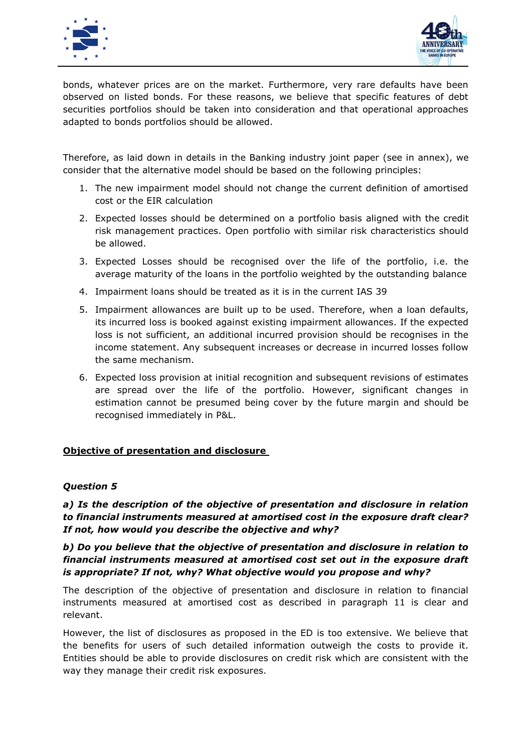bonds, whatever prices are on the market. Furthermore, very rare defaults have been observed on listed bonds. For these reasons, we believe that specific features of debt securities portfolios should be taken into consideration and that operational approaches adapted to bonds portfolios should be allowed.

Therefore, as laid down in details in the Banking industry joint paper (see in annex), we consider that the alternative model should be based on the following principles:

1. The new impairment model should not change the current definition of amortised cost or the EIR calculation
2. Expected losses should be determined on a portfolio basis aligned with the credit risk management practices. Open portfolio with similar risk characteristics should be allowed.
3. Expected Losses should be recognised over the life of the portfolio, i.e. the average maturity of the loans in the portfolio weighted by the outstanding balance
4. Impairment loans should be treated as it is in the current IAS 39
5. Impairment allowances are built up to be used. Therefore, when a loan defaults, its incurred loss is booked against existing impairment allowances. If the expected loss is not sufficient, an additional incurred provision should be recognises in the income statement. Any subsequent increases or decrease in incurred losses follow the same mechanism.
6. Expected loss provision at initial recognition and subsequent revisions of estimates are spread over the life of the portfolio. However, significant changes in estimation cannot be presumed being cover by the future margin and should be recognised immediately in P&L.

**Objective of presentation and disclosure**

***Question 5***

***a) Is the description of the objective of presentation and disclosure in relation to financial instruments measured at amortised cost in the exposure draft clear? If not, how would you describe the objective and why?***

***b) Do you believe that the objective of presentation and disclosure in relation to financial instruments measured at amortised cost set out in the exposure draft is appropriate? If not, why? What objective would you propose and why?***

The description of the objective of presentation and disclosure in relation to financial instruments measured at amortised cost as described in paragraph 11 is clear and relevant.

However, the list of disclosures as proposed in the ED is too extensive. We believe that the benefits for users of such detailed information outweigh the costs to provide it. Entities should be able to provide disclosures on credit risk which are consistent with the way they manage their credit risk exposures.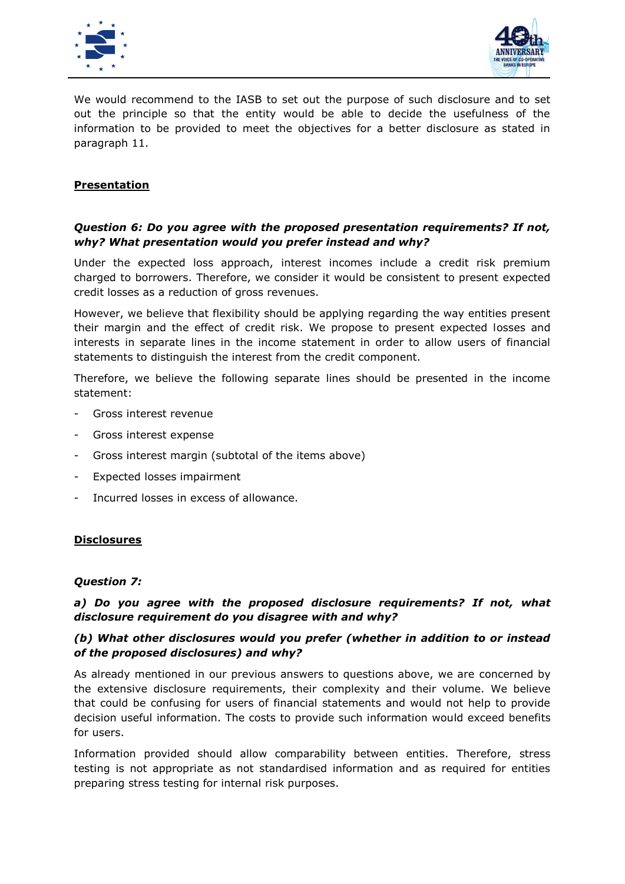We would recommend to the IASB to set out the purpose of such disclosure and to set out the principle so that the entity would be able to decide the usefulness of the information to be provided to meet the objectives for a better disclosure as stated in paragraph 11.

**Presentation**

***Question 6: Do you agree with the proposed presentation requirements? If not, why? What presentation would you prefer instead and why?***

Under the expected loss approach, interest incomes include a credit risk premium charged to borrowers. Therefore, we consider it would be consistent to present expected credit losses as a reduction of gross revenues.

However, we believe that flexibility should be applying regarding the way entities present their margin and the effect of credit risk. We propose to present expected losses and interests in separate lines in the income statement in order to allow users of financial statements to distinguish the interest from the credit component.

Therefore, we believe the following separate lines should be presented in the income statement:

- Gross interest revenue
- Gross interest expense
- Gross interest margin (subtotal of the items above)
- Expected losses impairment
- Incurred losses in excess of allowance.

**Disclosures**

***Question 7:***

***a) Do you agree with the proposed disclosure requirements? If not, what disclosure requirement do you disagree with and why?***

***(b) What other disclosures would you prefer (whether in addition to or instead of the proposed disclosures) and why?***

As already mentioned in our previous answers to questions above, we are concerned by the extensive disclosure requirements, their complexity and their volume. We believe that could be confusing for users of financial statements and would not help to provide decision useful information. The costs to provide such information would exceed benefits for users.

Information provided should allow comparability between entities. Therefore, stress testing is not appropriate as not standardised information and as required for entities preparing stress testing for internal risk purposes.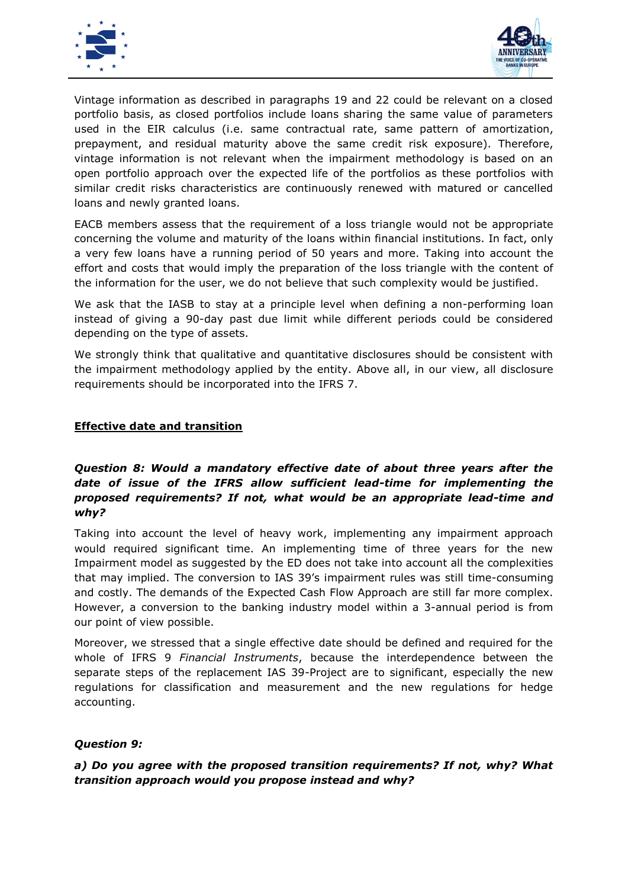Vintage information as described in paragraphs 19 and 22 could be relevant on a closed portfolio basis, as closed portfolios include loans sharing the same value of parameters used in the EIR calculus (i.e. same contractual rate, same pattern of amortization, prepayment, and residual maturity above the same credit risk exposure). Therefore, vintage information is not relevant when the impairment methodology is based on an open portfolio approach over the expected life of the portfolios as these portfolios with similar credit risks characteristics are continuously renewed with matured or cancelled loans and newly granted loans.

EACB members assess that the requirement of a loss triangle would not be appropriate concerning the volume and maturity of the loans within financial institutions. In fact, only a very few loans have a running period of 50 years and more. Taking into account the effort and costs that would imply the preparation of the loss triangle with the content of the information for the user, we do not believe that such complexity would be justified.

We ask that the IASB to stay at a principle level when defining a non-performing loan instead of giving a 90-day past due limit while different periods could be considered depending on the type of assets.

We strongly think that qualitative and quantitative disclosures should be consistent with the impairment methodology applied by the entity. Above all, in our view, all disclosure requirements should be incorporated into the IFRS 7.

## <u>Effective date and transition</u>

### *Question 8: Would a mandatory effective date of about three years after the date of issue of the IFRS allow sufficient lead-time for implementing the proposed requirements? If not, what would be an appropriate lead-time and why?*

Taking into account the level of heavy work, implementing any impairment approach would required significant time. An implementing time of three years for the new Impairment model as suggested by the ED does not take into account all the complexities that may implied. The conversion to IAS 39's impairment rules was still time-consuming and costly. The demands of the Expected Cash Flow Approach are still far more complex. However, a conversion to the banking industry model within a 3-annual period is from our point of view possible.

Moreover, we stressed that a single effective date should be defined and required for the whole of IFRS 9 *Financial Instruments*, because the interdependence between the separate steps of the replacement IAS 39-Project are to significant, especially the new regulations for classification and measurement and the new regulations for hedge accounting.

### *Question 9:*

***a) Do you agree with the proposed transition requirements? If not, why? What transition approach would you propose instead and why?***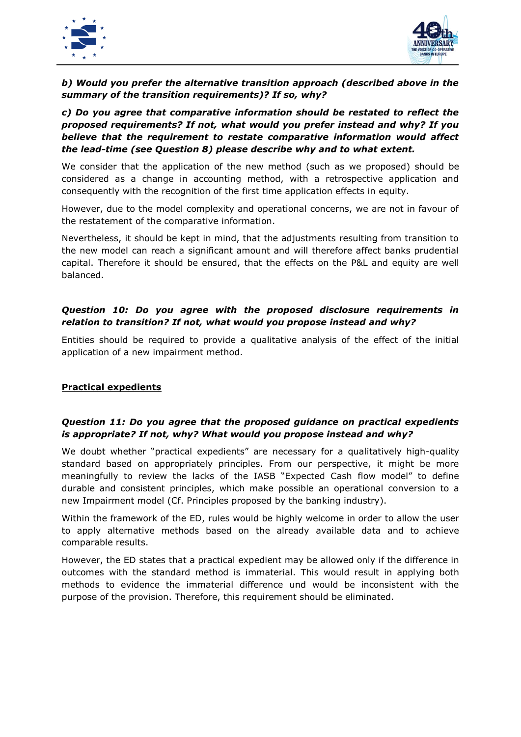***b) Would you prefer the alternative transition approach (described above in the summary of the transition requirements)? If so, why?***

***c) Do you agree that comparative information should be restated to reflect the proposed requirements? If not, what would you prefer instead and why? If you believe that the requirement to restate comparative information would affect the lead-time (see Question 8) please describe why and to what extent.***

We consider that the application of the new method (such as we proposed) should be considered as a change in accounting method, with a retrospective application and consequently with the recognition of the first time application effects in equity.

However, due to the model complexity and operational concerns, we are not in favour of the restatement of the comparative information.

Nevertheless, it should be kept in mind, that the adjustments resulting from transition to the new model can reach a significant amount and will therefore affect banks prudential capital. Therefore it should be ensured, that the effects on the P&L and equity are well balanced.

***Question 10: Do you agree with the proposed disclosure requirements in relation to transition? If not, what would you propose instead and why?***

Entities should be required to provide a qualitative analysis of the effect of the initial application of a new impairment method.

**Practical expedients**

***Question 11: Do you agree that the proposed guidance on practical expedients is appropriate? If not, why? What would you propose instead and why?***

We doubt whether "practical expedients" are necessary for a qualitatively high-quality standard based on appropriately principles. From our perspective, it might be more meaningfully to review the lacks of the IASB "Expected Cash flow model" to define durable and consistent principles, which make possible an operational conversion to a new Impairment model (Cf. Principles proposed by the banking industry).

Within the framework of the ED, rules would be highly welcome in order to allow the user to apply alternative methods based on the already available data and to achieve comparable results.

However, the ED states that a practical expedient may be allowed only if the difference in outcomes with the standard method is immaterial. This would result in applying both methods to evidence the immaterial difference und would be inconsistent with the purpose of the provision. Therefore, this requirement should be eliminated.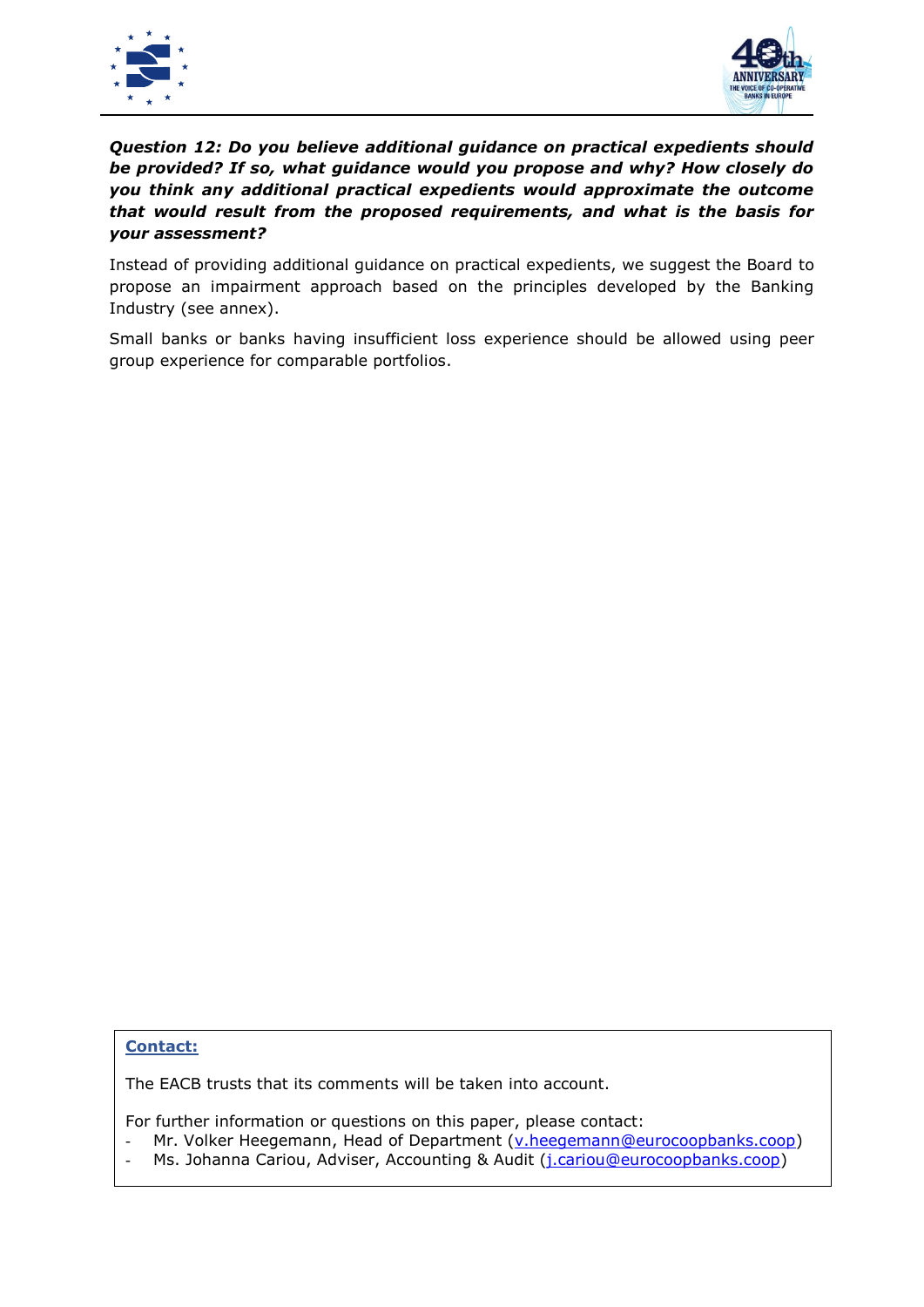***Question 12: Do you believe additional guidance on practical expedients should be provided? If so, what guidance would you propose and why? How closely do you think any additional practical expedients would approximate the outcome that would result from the proposed requirements, and what is the basis for your assessment?***

Instead of providing additional guidance on practical expedients, we suggest the Board to propose an impairment approach based on the principles developed by the Banking Industry (see annex).

Small banks or banks having insufficient loss experience should be allowed using peer group experience for comparable portfolios.

**Contact:**

The EACB trusts that its comments will be taken into account.

For further information or questions on this paper, please contact:

- Mr. Volker Heegemann, Head of Department (v.heegemann@eurocoopbanks.coop)
- Ms. Johanna Cariou, Adviser, Accounting & Audit (j.cariou@eurocoopbanks.coop)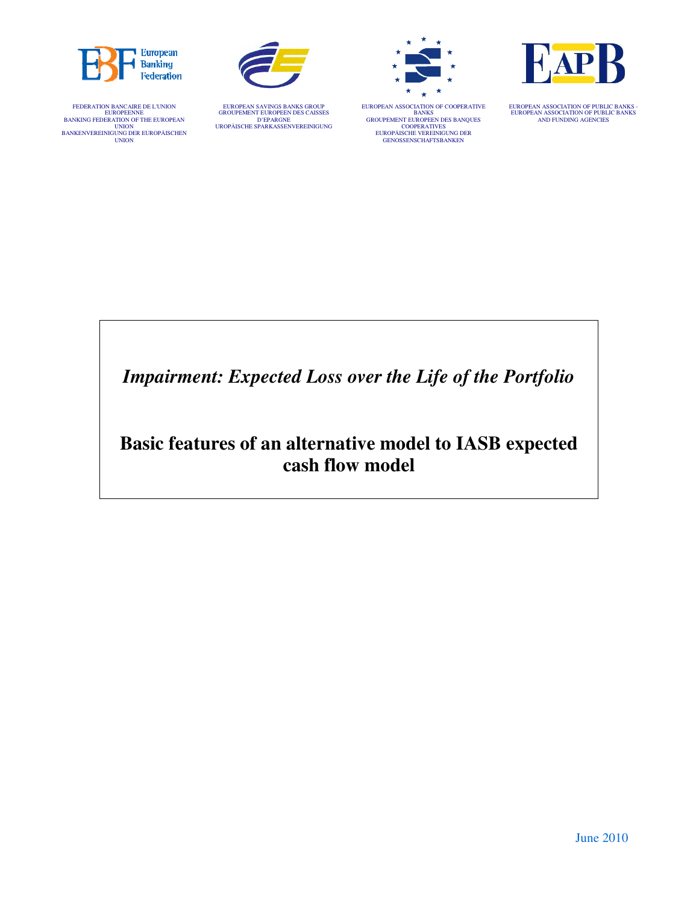FEDERATION BANCAIRE DE L'UNION EUROPEENNE
BANKING FEDERATION OF THE EUROPEAN UNION
BANKENVEREINIGUNG DER EUROPÄISCHEN UNION

EUROPEAN SAVINGS BANKS GROUP
GROUPEMENT EUROPEEN DES CAISSES D'EPARGNE
UROPÄISCHE SPARKASSENVEREINIGUNG

EUROPEAN ASSOCIATION OF COOPERATIVE BANKS
GROUPEMENT EUROPEEN DES BANQUES COOPERATIVES
EUROPÄISCHE VEREINIGUNG DER GENOSSENSCHAFTSBANKEN

EUROPEAN ASSOCIATION OF PUBLIC BANKS - EUROPEAN ASSOCIATION OF PUBLIC BANKS AND FUNDING AGENCIES

*Impairment: Expected Loss over the Life of the Portfolio*

**Basic features of an alternative model to IASB expected cash flow model**

June 2010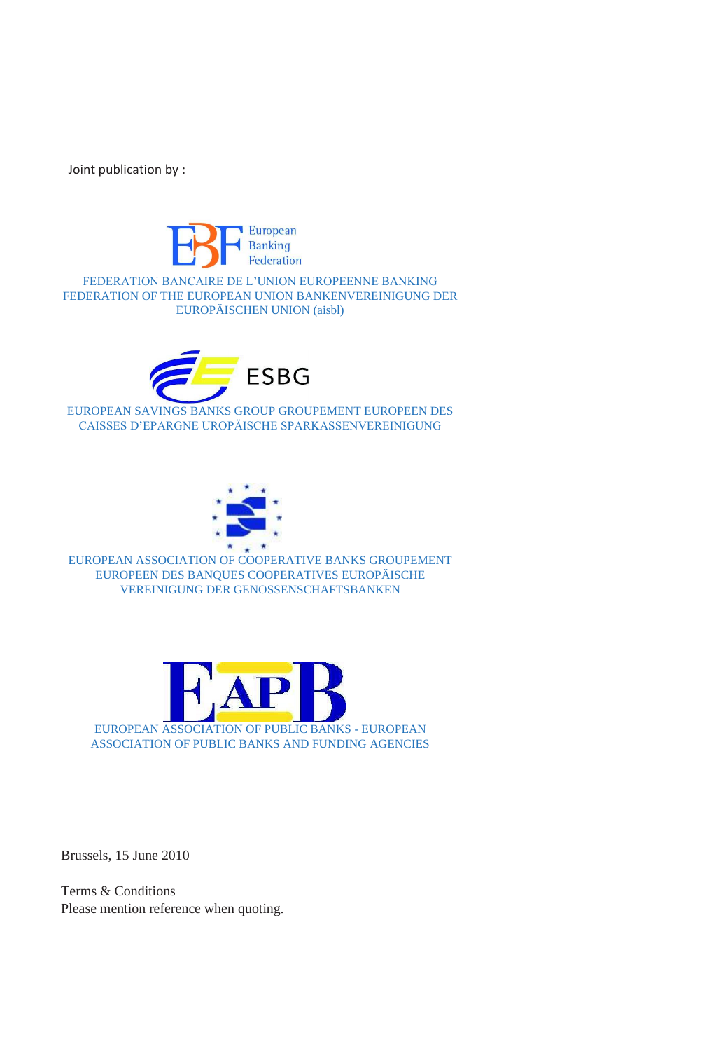Joint publication by :

European Banking Federation

FEDERATION BANCAIRE DE L'UNION EUROPEENNE BANKING FEDERATION OF THE EUROPEAN UNION BANKENVEREINIGUNG DER EUROPÄISCHEN UNION (aisbl)

ESBG

EUROPEAN SAVINGS BANKS GROUP GROUPEMENT EUROPEEN DES CAISSES D'EPARGNE UROPÄISCHE SPARKASSENVEREINIGUNG

EUROPEAN ASSOCIATION OF COOPERATIVE BANKS GROUPEMENT EUROPEEN DES BANQUES COOPERATIVES EUROPÄISCHE VEREINIGUNG DER GENOSSENSCHAFTSBANKEN

EAPB

EUROPEAN ASSOCIATION OF PUBLIC BANKS - EUROPEAN ASSOCIATION OF PUBLIC BANKS AND FUNDING AGENCIES

Brussels, 15 June 2010

Terms & Conditions
Please mention reference when quoting.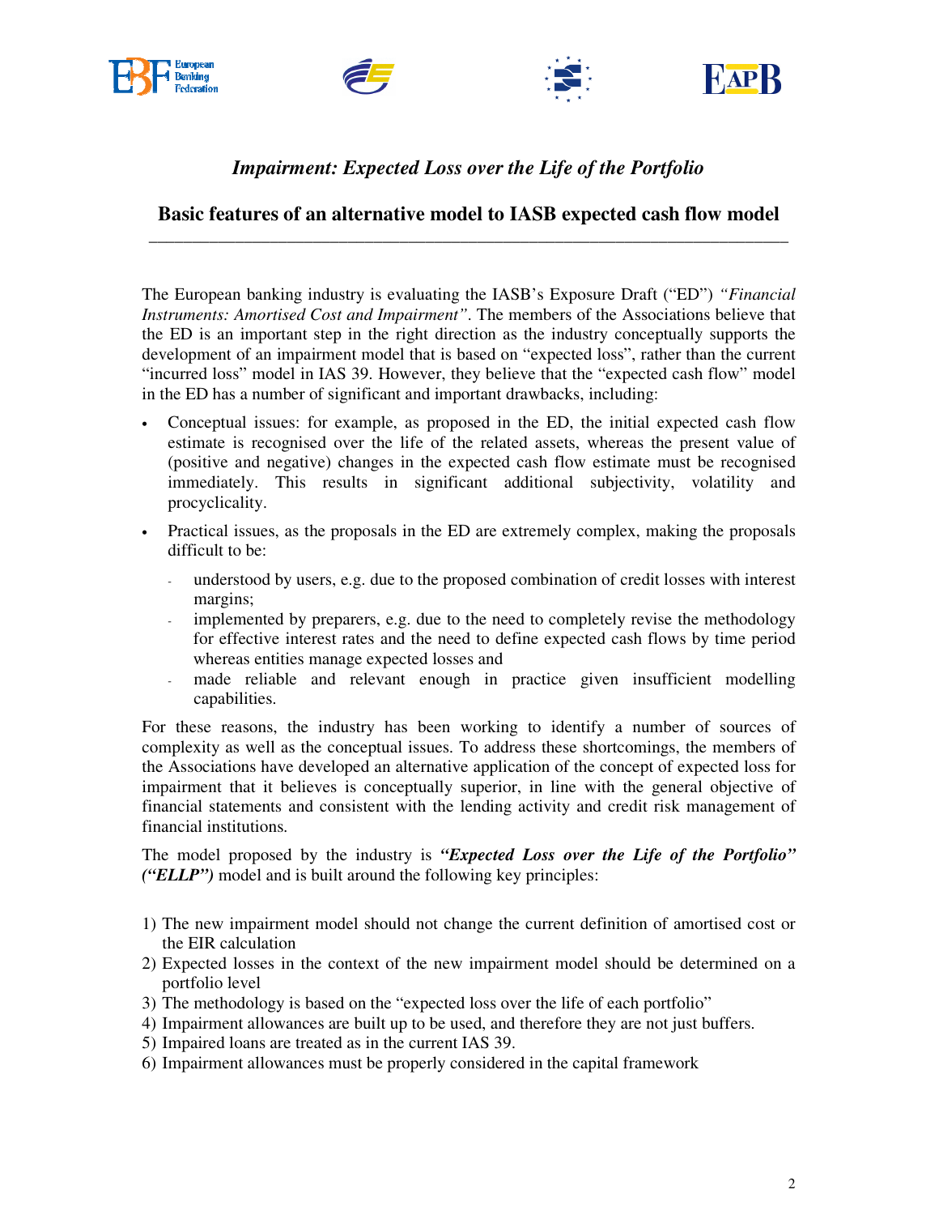## *Impairment: Expected Loss over the Life of the Portfolio*

## Basic features of an alternative model to IASB expected cash flow model

---

The European banking industry is evaluating the IASB's Exposure Draft ("ED") *"Financial Instruments: Amortised Cost and Impairment"*. The members of the Associations believe that the ED is an important step in the right direction as the industry conceptually supports the development of an impairment model that is based on "expected loss", rather than the current "incurred loss" model in IAS 39. However, they believe that the "expected cash flow" model in the ED has a number of significant and important drawbacks, including:

- Conceptual issues: for example, as proposed in the ED, the initial expected cash flow estimate is recognised over the life of the related assets, whereas the present value of (positive and negative) changes in the expected cash flow estimate must be recognised immediately. This results in significant additional subjectivity, volatility and procyclicality.
- Practical issues, as the proposals in the ED are extremely complex, making the proposals difficult to be:
  - understood by users, e.g. due to the proposed combination of credit losses with interest margins;
  - implemented by preparers, e.g. due to the need to completely revise the methodology for effective interest rates and the need to define expected cash flows by time period whereas entities manage expected losses and
  - made reliable and relevant enough in practice given insufficient modelling capabilities.

For these reasons, the industry has been working to identify a number of sources of complexity as well as the conceptual issues. To address these shortcomings, the members of the Associations have developed an alternative application of the concept of expected loss for impairment that it believes is conceptually superior, in line with the general objective of financial statements and consistent with the lending activity and credit risk management of financial institutions.

The model proposed by the industry is ***"Expected Loss over the Life of the Portfolio" ("ELLP")*** model and is built around the following key principles:

1) The new impairment model should not change the current definition of amortised cost or the EIR calculation
2) Expected losses in the context of the new impairment model should be determined on a portfolio level
3) The methodology is based on the "expected loss over the life of each portfolio"
4) Impairment allowances are built up to be used, and therefore they are not just buffers.
5) Impaired loans are treated as in the current IAS 39.
6) Impairment allowances must be properly considered in the capital framework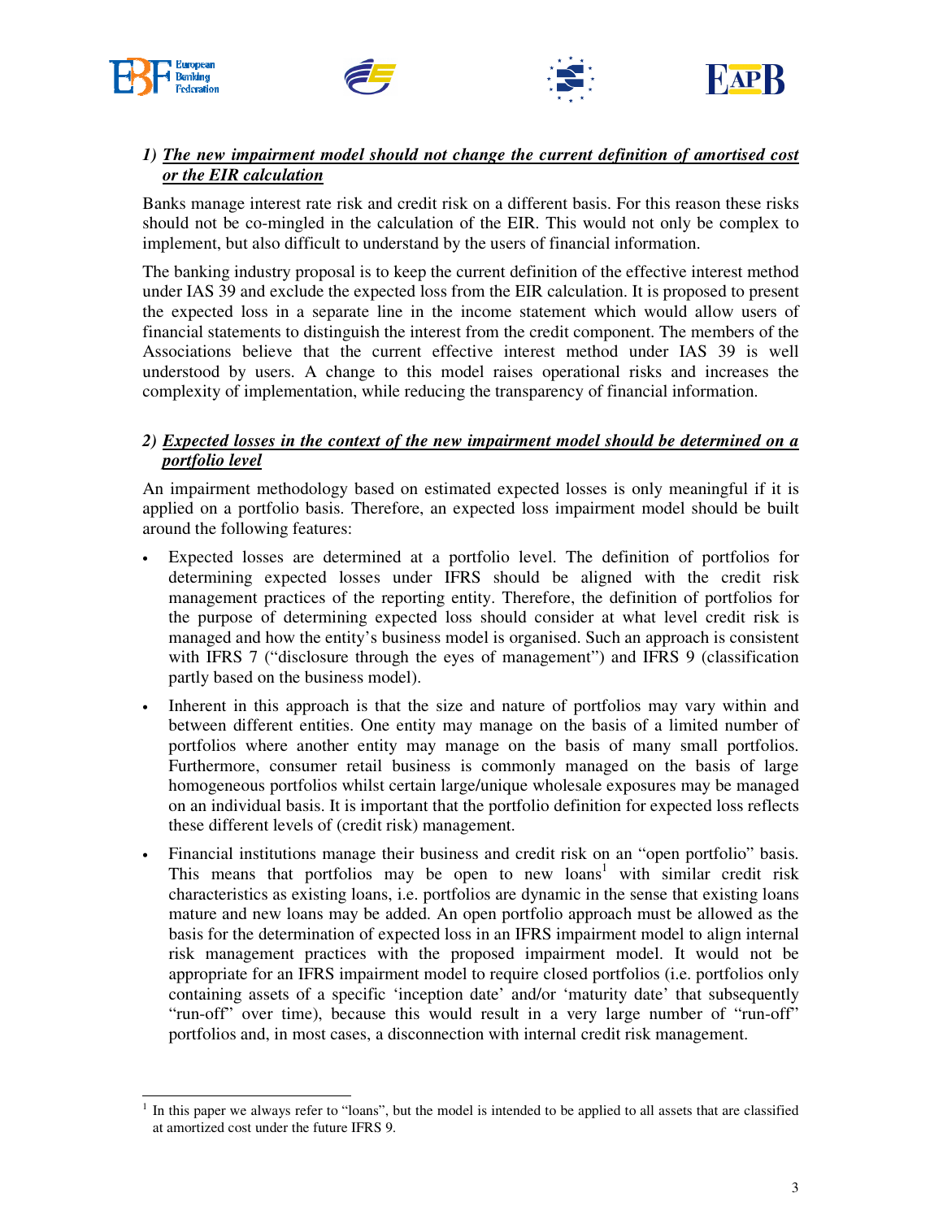### 1) *The new impairment model should not change the current definition of amortised cost or the EIR calculation*

Banks manage interest rate risk and credit risk on a different basis. For this reason these risks should not be co-mingled in the calculation of the EIR. This would not only be complex to implement, but also difficult to understand by the users of financial information.

The banking industry proposal is to keep the current definition of the effective interest method under IAS 39 and exclude the expected loss from the EIR calculation. It is proposed to present the expected loss in a separate line in the income statement which would allow users of financial statements to distinguish the interest from the credit component. The members of the Associations believe that the current effective interest method under IAS 39 is well understood by users. A change to this model raises operational risks and increases the complexity of implementation, while reducing the transparency of financial information.

### 2) *Expected losses in the context of the new impairment model should be determined on a portfolio level*

An impairment methodology based on estimated expected losses is only meaningful if it is applied on a portfolio basis. Therefore, an expected loss impairment model should be built around the following features:

- Expected losses are determined at a portfolio level. The definition of portfolios for determining expected losses under IFRS should be aligned with the credit risk management practices of the reporting entity. Therefore, the definition of portfolios for the purpose of determining expected loss should consider at what level credit risk is managed and how the entity's business model is organised. Such an approach is consistent with IFRS 7 ("disclosure through the eyes of management") and IFRS 9 (classification partly based on the business model).
- Inherent in this approach is that the size and nature of portfolios may vary within and between different entities. One entity may manage on the basis of a limited number of portfolios where another entity may manage on the basis of many small portfolios. Furthermore, consumer retail business is commonly managed on the basis of large homogeneous portfolios whilst certain large/unique wholesale exposures may be managed on an individual basis. It is important that the portfolio definition for expected loss reflects these different levels of (credit risk) management.
- Financial institutions manage their business and credit risk on an "open portfolio" basis. This means that portfolios may be open to new loans[1] with similar credit risk characteristics as existing loans, i.e. portfolios are dynamic in the sense that existing loans mature and new loans may be added. An open portfolio approach must be allowed as the basis for the determination of expected loss in an IFRS impairment model to align internal risk management practices with the proposed impairment model. It would not be appropriate for an IFRS impairment model to require closed portfolios (i.e. portfolios only containing assets of a specific 'inception date' and/or 'maturity date' that subsequently "run-off" over time), because this would result in a very large number of "run-off" portfolios and, in most cases, a disconnection with internal credit risk management.

[1] In this paper we always refer to "loans", but the model is intended to be applied to all assets that are classified at amortized cost under the future IFRS 9.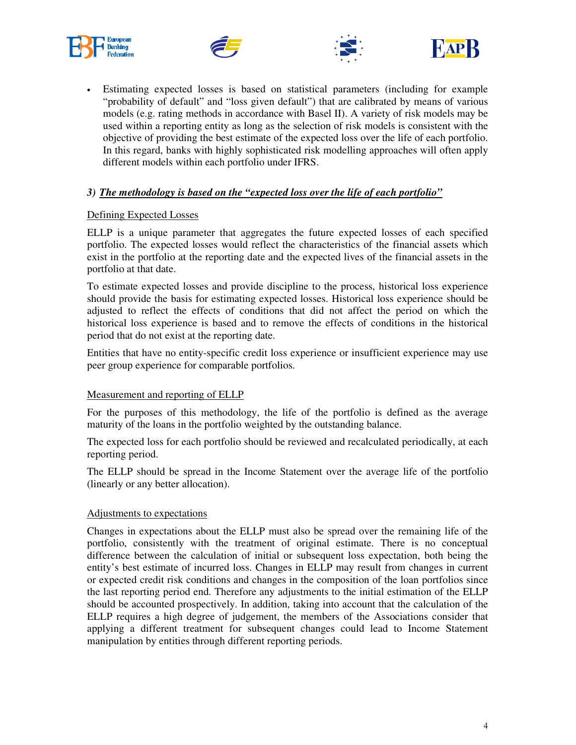- Estimating expected losses is based on statistical parameters (including for example "probability of default" and "loss given default") that are calibrated by means of various models (e.g. rating methods in accordance with Basel II). A variety of risk models may be used within a reporting entity as long as the selection of risk models is consistent with the objective of providing the best estimate of the expected loss over the life of each portfolio. In this regard, banks with highly sophisticated risk modelling approaches will often apply different models within each portfolio under IFRS.

### *3) The methodology is based on the "expected loss over the life of each portfolio"*

#### Defining Expected Losses

ELLP is a unique parameter that aggregates the future expected losses of each specified portfolio. The expected losses would reflect the characteristics of the financial assets which exist in the portfolio at the reporting date and the expected lives of the financial assets in the portfolio at that date.

To estimate expected losses and provide discipline to the process, historical loss experience should provide the basis for estimating expected losses. Historical loss experience should be adjusted to reflect the effects of conditions that did not affect the period on which the historical loss experience is based and to remove the effects of conditions in the historical period that do not exist at the reporting date.

Entities that have no entity-specific credit loss experience or insufficient experience may use peer group experience for comparable portfolios.

#### Measurement and reporting of ELLP

For the purposes of this methodology, the life of the portfolio is defined as the average maturity of the loans in the portfolio weighted by the outstanding balance.

The expected loss for each portfolio should be reviewed and recalculated periodically, at each reporting period.

The ELLP should be spread in the Income Statement over the average life of the portfolio (linearly or any better allocation).

#### Adjustments to expectations

Changes in expectations about the ELLP must also be spread over the remaining life of the portfolio, consistently with the treatment of original estimate. There is no conceptual difference between the calculation of initial or subsequent loss expectation, both being the entity's best estimate of incurred loss. Changes in ELLP may result from changes in current or expected credit risk conditions and changes in the composition of the loan portfolios since the last reporting period end. Therefore any adjustments to the initial estimation of the ELLP should be accounted prospectively. In addition, taking into account that the calculation of the ELLP requires a high degree of judgement, the members of the Associations consider that applying a different treatment for subsequent changes could lead to Income Statement manipulation by entities through different reporting periods.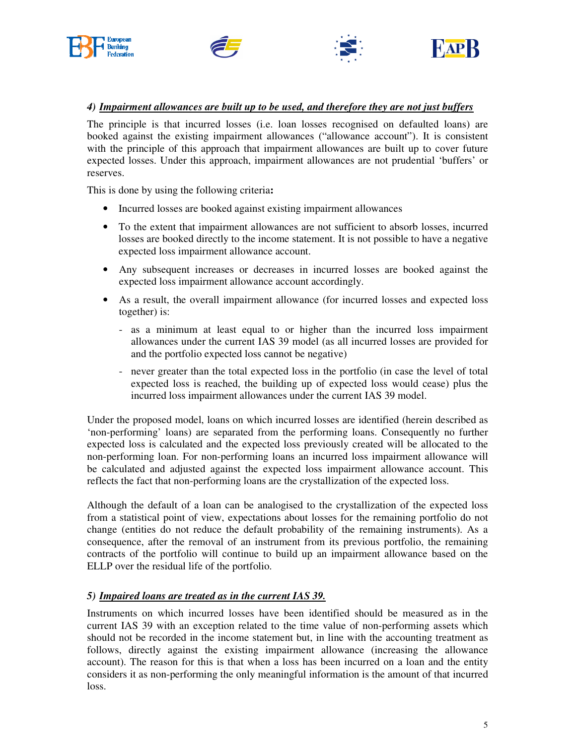### 4) ***Impairment allowances are built up to be used, and therefore they are not just buffers***

The principle is that incurred losses (i.e. loan losses recognised on defaulted loans) are booked against the existing impairment allowances ("allowance account"). It is consistent with the principle of this approach that impairment allowances are built up to cover future expected losses. Under this approach, impairment allowances are not prudential 'buffers' or reserves.

This is done by using the following criteria**:**

- Incurred losses are booked against existing impairment allowances
- To the extent that impairment allowances are not sufficient to absorb losses, incurred losses are booked directly to the income statement. It is not possible to have a negative expected loss impairment allowance account.
- Any subsequent increases or decreases in incurred losses are booked against the expected loss impairment allowance account accordingly.
- As a result, the overall impairment allowance (for incurred losses and expected loss together) is:
  - as a minimum at least equal to or higher than the incurred loss impairment allowances under the current IAS 39 model (as all incurred losses are provided for and the portfolio expected loss cannot be negative)
  - never greater than the total expected loss in the portfolio (in case the level of total expected loss is reached, the building up of expected loss would cease) plus the incurred loss impairment allowances under the current IAS 39 model.

Under the proposed model, loans on which incurred losses are identified (herein described as 'non-performing' loans) are separated from the performing loans. Consequently no further expected loss is calculated and the expected loss previously created will be allocated to the non-performing loan. For non-performing loans an incurred loss impairment allowance will be calculated and adjusted against the expected loss impairment allowance account. This reflects the fact that non-performing loans are the crystallization of the expected loss.

Although the default of a loan can be analogised to the crystallization of the expected loss from a statistical point of view, expectations about losses for the remaining portfolio do not change (entities do not reduce the default probability of the remaining instruments). As a consequence, after the removal of an instrument from its previous portfolio, the remaining contracts of the portfolio will continue to build up an impairment allowance based on the ELLP over the residual life of the portfolio.

### 5) ***Impaired loans are treated as in the current IAS 39.***

Instruments on which incurred losses have been identified should be measured as in the current IAS 39 with an exception related to the time value of non-performing assets which should not be recorded in the income statement but, in line with the accounting treatment as follows, directly against the existing impairment allowance (increasing the allowance account). The reason for this is that when a loss has been incurred on a loan and the entity considers it as non-performing the only meaningful information is the amount of that incurred loss.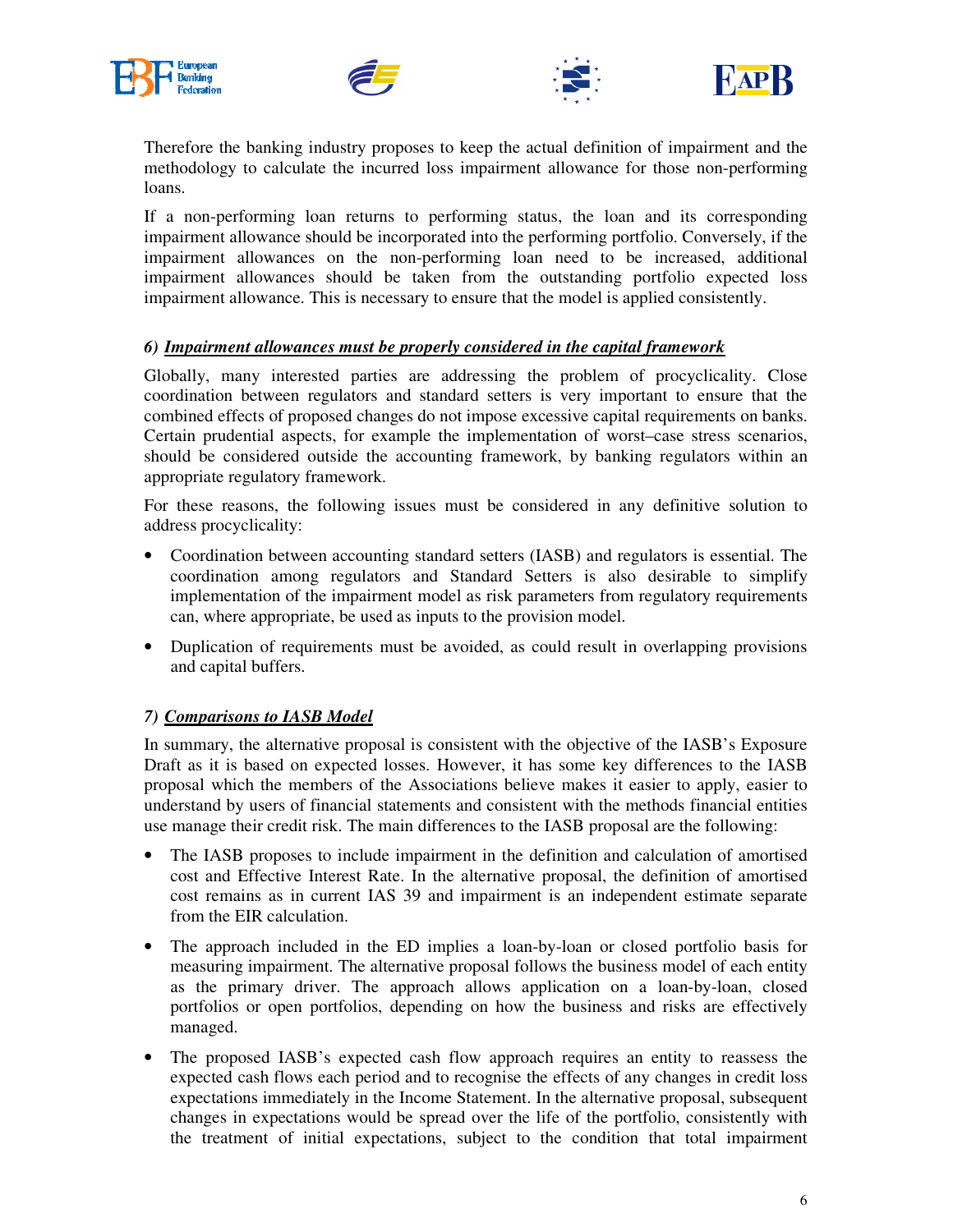Therefore the banking industry proposes to keep the actual definition of impairment and the methodology to calculate the incurred loss impairment allowance for those non-performing loans.

If a non-performing loan returns to performing status, the loan and its corresponding impairment allowance should be incorporated into the performing portfolio. Conversely, if the impairment allowances on the non-performing loan need to be increased, additional impairment allowances should be taken from the outstanding portfolio expected loss impairment allowance. This is necessary to ensure that the model is applied consistently.

### *6) Impairment allowances must be properly considered in the capital framework*

Globally, many interested parties are addressing the problem of procyclicality. Close coordination between regulators and standard setters is very important to ensure that the combined effects of proposed changes do not impose excessive capital requirements on banks. Certain prudential aspects, for example the implementation of worst–case stress scenarios, should be considered outside the accounting framework, by banking regulators within an appropriate regulatory framework.

For these reasons, the following issues must be considered in any definitive solution to address procyclicality:

- Coordination between accounting standard setters (IASB) and regulators is essential. The coordination among regulators and Standard Setters is also desirable to simplify implementation of the impairment model as risk parameters from regulatory requirements can, where appropriate, be used as inputs to the provision model.
- Duplication of requirements must be avoided, as could result in overlapping provisions and capital buffers.

### *7) Comparisons to IASB Model*

In summary, the alternative proposal is consistent with the objective of the IASB's Exposure Draft as it is based on expected losses. However, it has some key differences to the IASB proposal which the members of the Associations believe makes it easier to apply, easier to understand by users of financial statements and consistent with the methods financial entities use manage their credit risk. The main differences to the IASB proposal are the following:

- The IASB proposes to include impairment in the definition and calculation of amortised cost and Effective Interest Rate. In the alternative proposal, the definition of amortised cost remains as in current IAS 39 and impairment is an independent estimate separate from the EIR calculation.
- The approach included in the ED implies a loan-by-loan or closed portfolio basis for measuring impairment. The alternative proposal follows the business model of each entity as the primary driver. The approach allows application on a loan-by-loan, closed portfolios or open portfolios, depending on how the business and risks are effectively managed.
- The proposed IASB's expected cash flow approach requires an entity to reassess the expected cash flows each period and to recognise the effects of any changes in credit loss expectations immediately in the Income Statement. In the alternative proposal, subsequent changes in expectations would be spread over the life of the portfolio, consistently with the treatment of initial expectations, subject to the condition that total impairment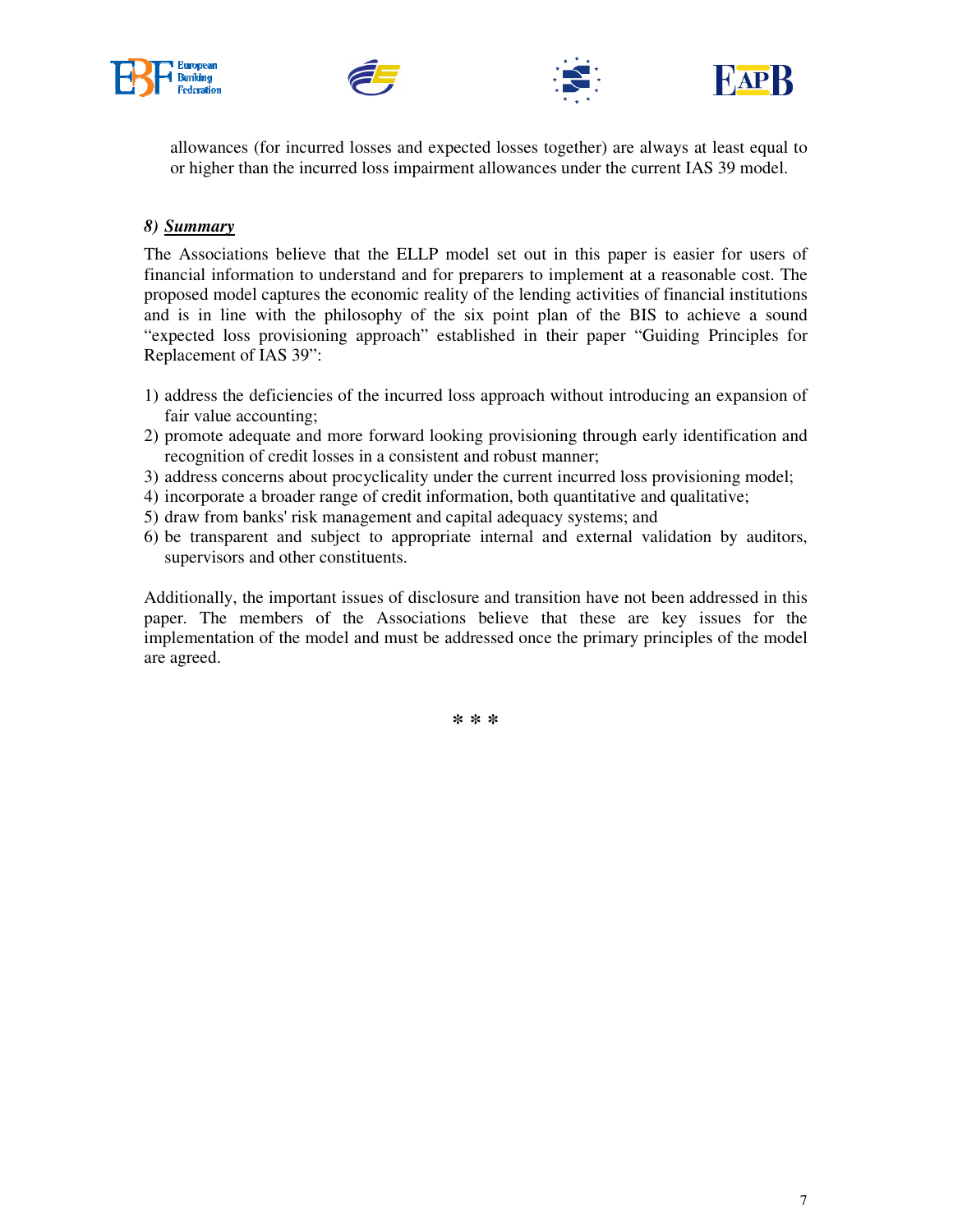allowances (for incurred losses and expected losses together) are always at least equal to or higher than the incurred loss impairment allowances under the current IAS 39 model.

### *8) **Summary***

The Associations believe that the ELLP model set out in this paper is easier for users of financial information to understand and for preparers to implement at a reasonable cost. The proposed model captures the economic reality of the lending activities of financial institutions and is in line with the philosophy of the six point plan of the BIS to achieve a sound "expected loss provisioning approach" established in their paper "Guiding Principles for Replacement of IAS 39":

1) address the deficiencies of the incurred loss approach without introducing an expansion of fair value accounting;
2) promote adequate and more forward looking provisioning through early identification and recognition of credit losses in a consistent and robust manner;
3) address concerns about procyclicality under the current incurred loss provisioning model;
4) incorporate a broader range of credit information, both quantitative and qualitative;
5) draw from banks' risk management and capital adequacy systems; and
6) be transparent and subject to appropriate internal and external validation by auditors, supervisors and other constituents.

Additionally, the important issues of disclosure and transition have not been addressed in this paper. The members of the Associations believe that these are key issues for the implementation of the model and must be addressed once the primary principles of the model are agreed.

\* \* \*